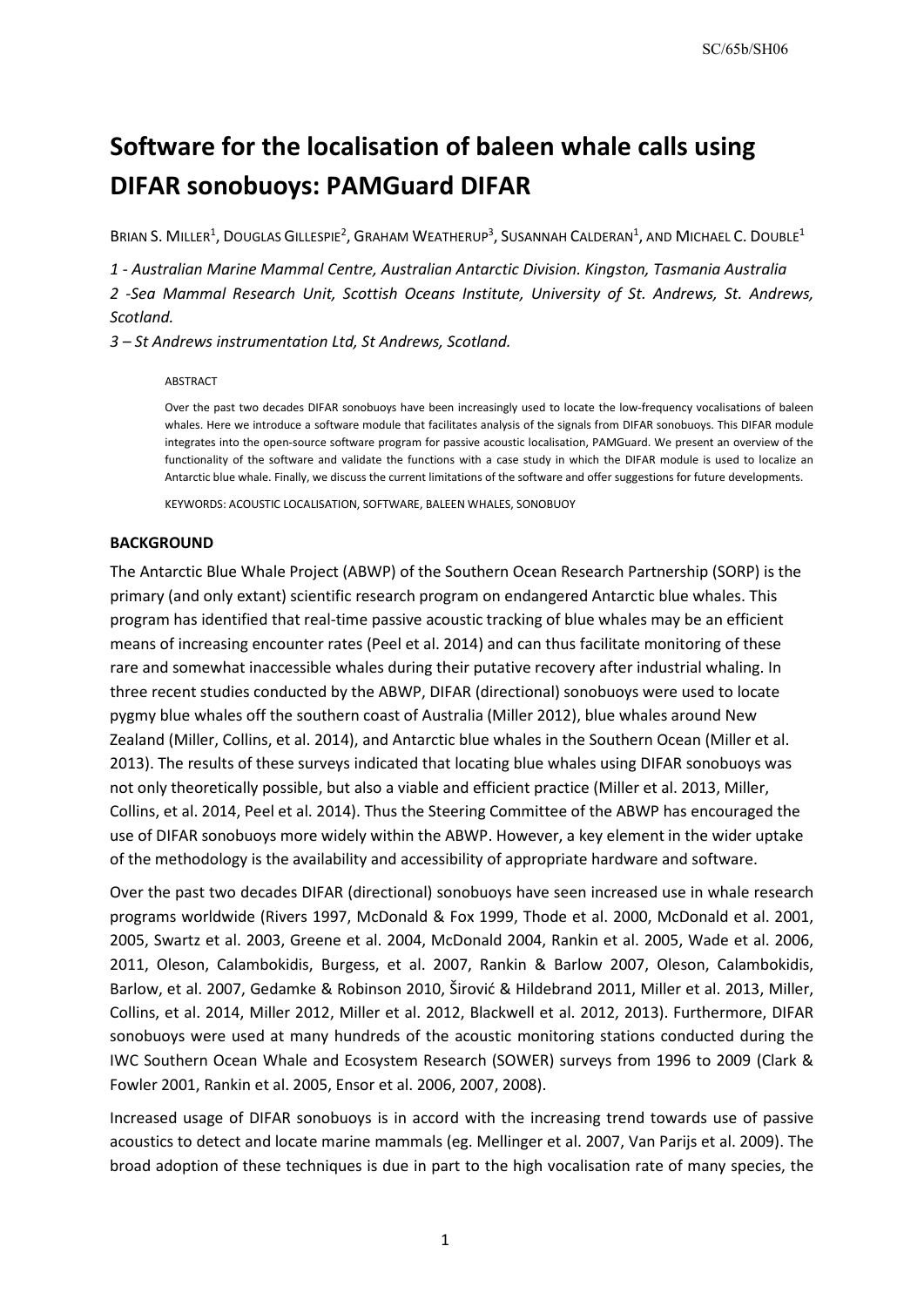# Software for the localisation of baleen whale calls using DIFAR sonobuoys: PAMGuard DIFAR

BRIAN S. MILLER[1], DOUGLAS GILLESPIE[2], GRAHAM WEATHERUP[3], SUSANNAH CALDERAN[1], AND MICHAEL C. DOUBLE[1]

*1 - Australian Marine Mammal Centre, Australian Antarctic Division. Kingston, Tasmania Australia*

*2 -Sea Mammal Research Unit, Scottish Oceans Institute, University of St. Andrews, St. Andrews, Scotland.*

*3 – St Andrews instrumentation Ltd, St Andrews, Scotland.*

ABSTRACT

Over the past two decades DIFAR sonobuoys have been increasingly used to locate the low-frequency vocalisations of baleen whales. Here we introduce a software module that facilitates analysis of the signals from DIFAR sonobuoys. This DIFAR module integrates into the open-source software program for passive acoustic localisation, PAMGuard. We present an overview of the functionality of the software and validate the functions with a case study in which the DIFAR module is used to localize an Antarctic blue whale. Finally, we discuss the current limitations of the software and offer suggestions for future developments.

KEYWORDS: ACOUSTIC LOCALISATION, SOFTWARE, BALEEN WHALES, SONOBUOY

**BACKGROUND**

The Antarctic Blue Whale Project (ABWP) of the Southern Ocean Research Partnership (SORP) is the primary (and only extant) scientific research program on endangered Antarctic blue whales. This program has identified that real-time passive acoustic tracking of blue whales may be an efficient means of increasing encounter rates (Peel et al. 2014) and can thus facilitate monitoring of these rare and somewhat inaccessible whales during their putative recovery after industrial whaling. In three recent studies conducted by the ABWP, DIFAR (directional) sonobuoys were used to locate pygmy blue whales off the southern coast of Australia (Miller 2012), blue whales around New Zealand (Miller, Collins, et al. 2014), and Antarctic blue whales in the Southern Ocean (Miller et al. 2013). The results of these surveys indicated that locating blue whales using DIFAR sonobuoys was not only theoretically possible, but also a viable and efficient practice (Miller et al. 2013, Miller, Collins, et al. 2014, Peel et al. 2014). Thus the Steering Committee of the ABWP has encouraged the use of DIFAR sonobuoys more widely within the ABWP. However, a key element in the wider uptake of the methodology is the availability and accessibility of appropriate hardware and software.

Over the past two decades DIFAR (directional) sonobuoys have seen increased use in whale research programs worldwide (Rivers 1997, McDonald & Fox 1999, Thode et al. 2000, McDonald et al. 2001, 2005, Swartz et al. 2003, Greene et al. 2004, McDonald 2004, Rankin et al. 2005, Wade et al. 2006, 2011, Oleson, Calambokidis, Burgess, et al. 2007, Rankin & Barlow 2007, Oleson, Calambokidis, Barlow, et al. 2007, Gedamke & Robinson 2010, Širović & Hildebrand 2011, Miller et al. 2013, Miller, Collins, et al. 2014, Miller 2012, Miller et al. 2012, Blackwell et al. 2012, 2013). Furthermore, DIFAR sonobuoys were used at many hundreds of the acoustic monitoring stations conducted during the IWC Southern Ocean Whale and Ecosystem Research (SOWER) surveys from 1996 to 2009 (Clark & Fowler 2001, Rankin et al. 2005, Ensor et al. 2006, 2007, 2008).

Increased usage of DIFAR sonobuoys is in accord with the increasing trend towards use of passive acoustics to detect and locate marine mammals (eg. Mellinger et al. 2007, Van Parijs et al. 2009). The broad adoption of these techniques is due in part to the high vocalisation rate of many species, the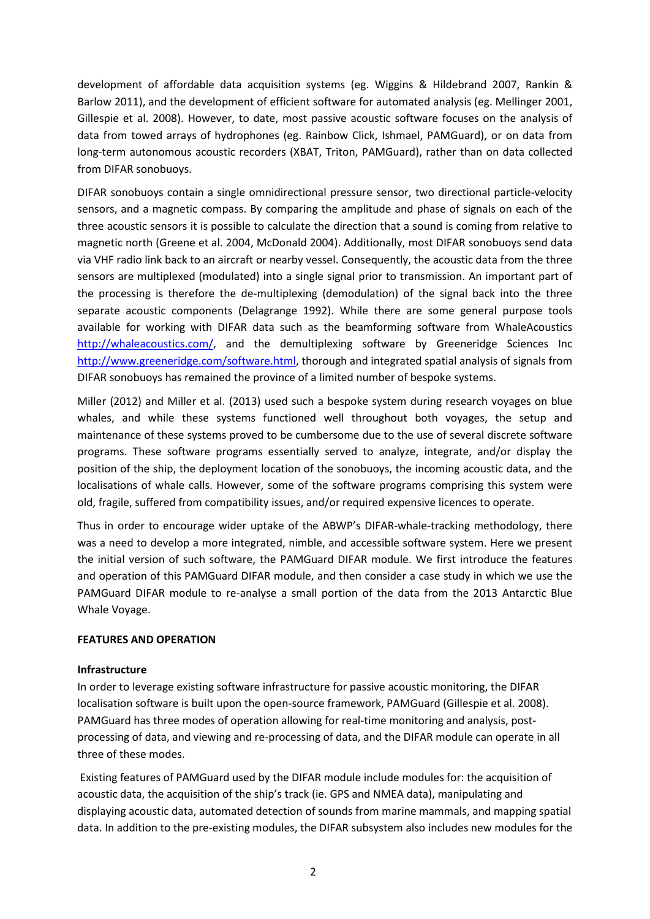development of affordable data acquisition systems (eg. Wiggins & Hildebrand 2007, Rankin & Barlow 2011), and the development of efficient software for automated analysis (eg. Mellinger 2001, Gillespie et al. 2008). However, to date, most passive acoustic software focuses on the analysis of data from towed arrays of hydrophones (eg. Rainbow Click, Ishmael, PAMGuard), or on data from long-term autonomous acoustic recorders (XBAT, Triton, PAMGuard), rather than on data collected from DIFAR sonobuoys.

DIFAR sonobuoys contain a single omnidirectional pressure sensor, two directional particle-velocity sensors, and a magnetic compass. By comparing the amplitude and phase of signals on each of the three acoustic sensors it is possible to calculate the direction that a sound is coming from relative to magnetic north (Greene et al. 2004, McDonald 2004). Additionally, most DIFAR sonobuoys send data via VHF radio link back to an aircraft or nearby vessel. Consequently, the acoustic data from the three sensors are multiplexed (modulated) into a single signal prior to transmission. An important part of the processing is therefore the de-multiplexing (demodulation) of the signal back into the three separate acoustic components (Delagrange 1992). While there are some general purpose tools available for working with DIFAR data such as the beamforming software from WhaleAcoustics http://whaleacoustics.com/, and the demultiplexing software by Greeneridge Sciences Inc http://www.greeneridge.com/software.html, thorough and integrated spatial analysis of signals from DIFAR sonobuoys has remained the province of a limited number of bespoke systems.

Miller (2012) and Miller et al. (2013) used such a bespoke system during research voyages on blue whales, and while these systems functioned well throughout both voyages, the setup and maintenance of these systems proved to be cumbersome due to the use of several discrete software programs. These software programs essentially served to analyze, integrate, and/or display the position of the ship, the deployment location of the sonobuoys, the incoming acoustic data, and the localisations of whale calls. However, some of the software programs comprising this system were old, fragile, suffered from compatibility issues, and/or required expensive licences to operate.

Thus in order to encourage wider uptake of the ABWP's DIFAR-whale-tracking methodology, there was a need to develop a more integrated, nimble, and accessible software system. Here we present the initial version of such software, the PAMGuard DIFAR module. We first introduce the features and operation of this PAMGuard DIFAR module, and then consider a case study in which we use the PAMGuard DIFAR module to re-analyse a small portion of the data from the 2013 Antarctic Blue Whale Voyage.

## FEATURES AND OPERATION

### Infrastructure

In order to leverage existing software infrastructure for passive acoustic monitoring, the DIFAR localisation software is built upon the open-source framework, PAMGuard (Gillespie et al. 2008). PAMGuard has three modes of operation allowing for real-time monitoring and analysis, post-processing of data, and viewing and re-processing of data, and the DIFAR module can operate in all three of these modes.

Existing features of PAMGuard used by the DIFAR module include modules for: the acquisition of acoustic data, the acquisition of the ship's track (ie. GPS and NMEA data), manipulating and displaying acoustic data, automated detection of sounds from marine mammals, and mapping spatial data. In addition to the pre-existing modules, the DIFAR subsystem also includes new modules for the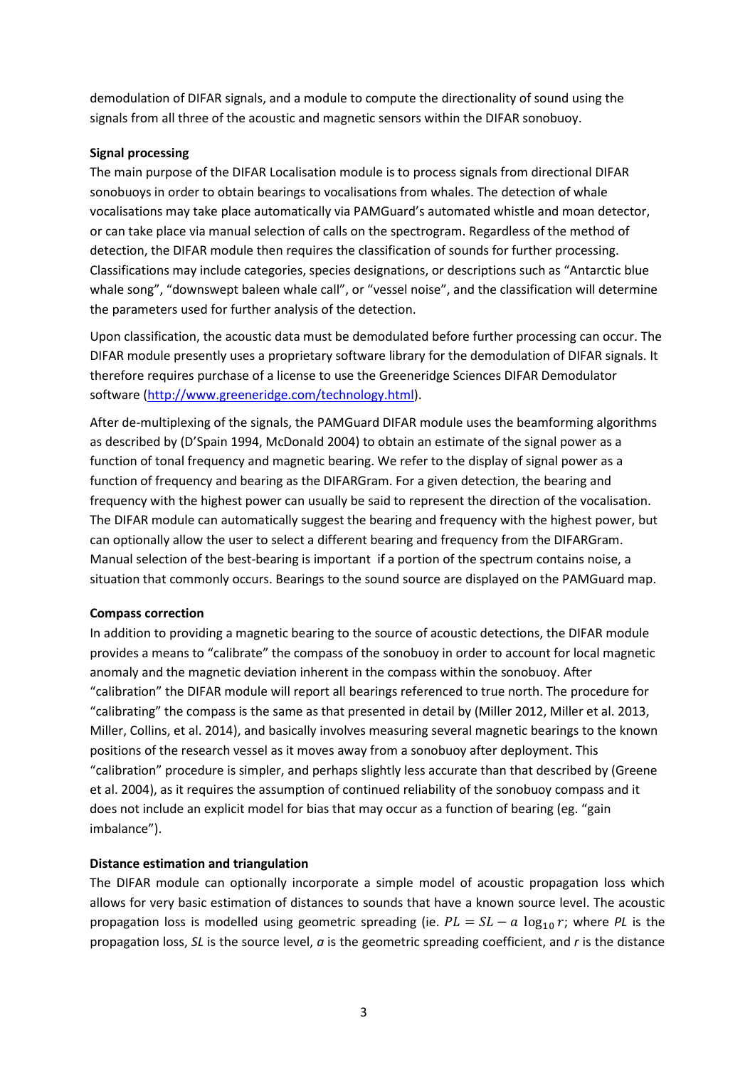demodulation of DIFAR signals, and a module to compute the directionality of sound using the signals from all three of the acoustic and magnetic sensors within the DIFAR sonobuoy.

**Signal processing**

The main purpose of the DIFAR Localisation module is to process signals from directional DIFAR sonobuoys in order to obtain bearings to vocalisations from whales. The detection of whale vocalisations may take place automatically via PAMGuard's automated whistle and moan detector, or can take place via manual selection of calls on the spectrogram. Regardless of the method of detection, the DIFAR module then requires the classification of sounds for further processing. Classifications may include categories, species designations, or descriptions such as "Antarctic blue whale song", "downswept baleen whale call", or "vessel noise", and the classification will determine the parameters used for further analysis of the detection.

Upon classification, the acoustic data must be demodulated before further processing can occur. The DIFAR module presently uses a proprietary software library for the demodulation of DIFAR signals. It therefore requires purchase of a license to use the Greeneridge Sciences DIFAR Demodulator software (http://www.greeneridge.com/technology.html).

After de-multiplexing of the signals, the PAMGuard DIFAR module uses the beamforming algorithms as described by (D'Spain 1994, McDonald 2004) to obtain an estimate of the signal power as a function of tonal frequency and magnetic bearing. We refer to the display of signal power as a function of frequency and bearing as the DIFARGram. For a given detection, the bearing and frequency with the highest power can usually be said to represent the direction of the vocalisation. The DIFAR module can automatically suggest the bearing and frequency with the highest power, but can optionally allow the user to select a different bearing and frequency from the DIFARGram. Manual selection of the best-bearing is important if a portion of the spectrum contains noise, a situation that commonly occurs. Bearings to the sound source are displayed on the PAMGuard map.

**Compass correction**

In addition to providing a magnetic bearing to the source of acoustic detections, the DIFAR module provides a means to "calibrate" the compass of the sonobuoy in order to account for local magnetic anomaly and the magnetic deviation inherent in the compass within the sonobuoy. After "calibration" the DIFAR module will report all bearings referenced to true north. The procedure for "calibrating" the compass is the same as that presented in detail by (Miller 2012, Miller et al. 2013, Miller, Collins, et al. 2014), and basically involves measuring several magnetic bearings to the known positions of the research vessel as it moves away from a sonobuoy after deployment. This "calibration" procedure is simpler, and perhaps slightly less accurate than that described by (Greene et al. 2004), as it requires the assumption of continued reliability of the sonobuoy compass and it does not include an explicit model for bias that may occur as a function of bearing (eg. "gain imbalance").

**Distance estimation and triangulation**

The DIFAR module can optionally incorporate a simple model of acoustic propagation loss which allows for very basic estimation of distances to sounds that have a known source level. The acoustic propagation loss is modelled using geometric spreading (ie. $PL = SL - a \log_{10} r$; where *PL* is the propagation loss, *SL* is the source level, *a* is the geometric spreading coefficient, and *r* is the distance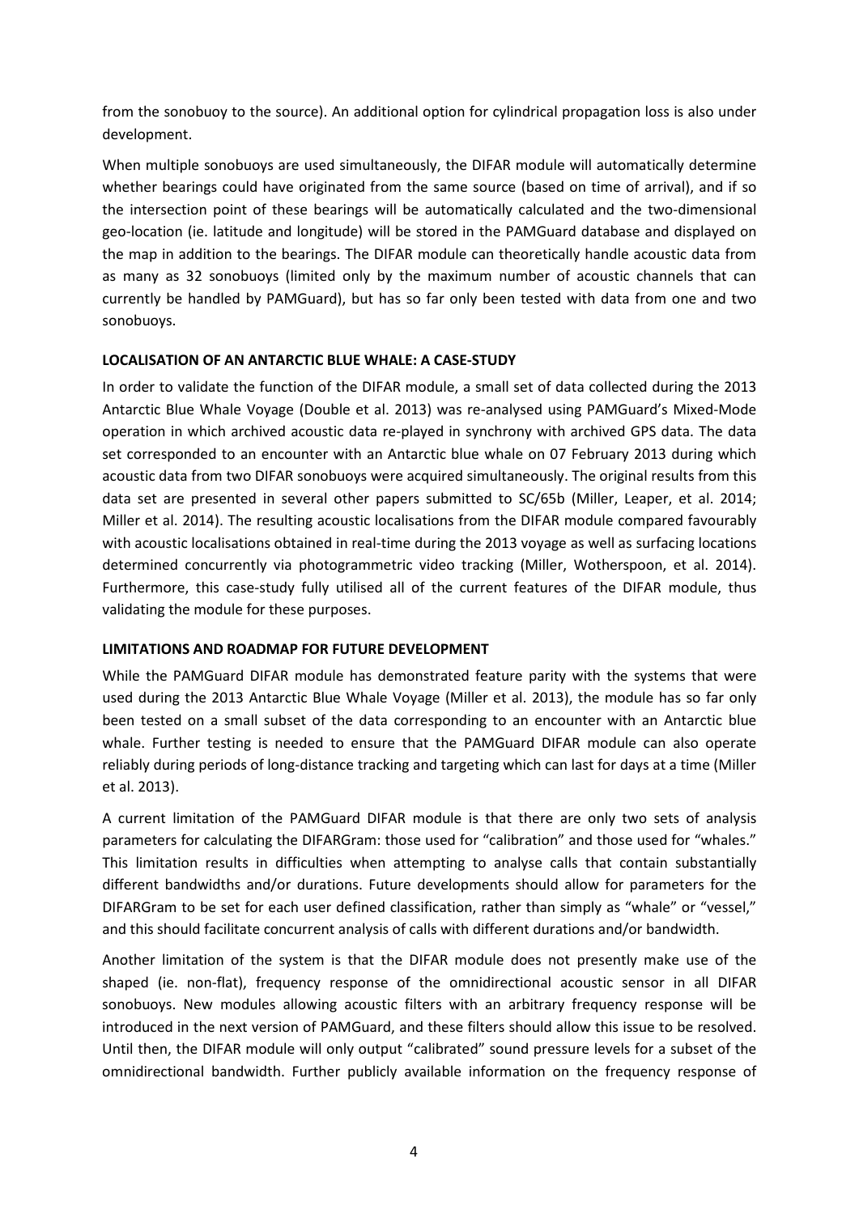from the sonobuoy to the source). An additional option for cylindrical propagation loss is also under development.

When multiple sonobuoys are used simultaneously, the DIFAR module will automatically determine whether bearings could have originated from the same source (based on time of arrival), and if so the intersection point of these bearings will be automatically calculated and the two-dimensional geo-location (ie. latitude and longitude) will be stored in the PAMGuard database and displayed on the map in addition to the bearings. The DIFAR module can theoretically handle acoustic data from as many as 32 sonobuoys (limited only by the maximum number of acoustic channels that can currently be handled by PAMGuard), but has so far only been tested with data from one and two sonobuoys.

## LOCALISATION OF AN ANTARCTIC BLUE WHALE: A CASE-STUDY

In order to validate the function of the DIFAR module, a small set of data collected during the 2013 Antarctic Blue Whale Voyage (Double et al. 2013) was re-analysed using PAMGuard's Mixed-Mode operation in which archived acoustic data re-played in synchrony with archived GPS data. The data set corresponded to an encounter with an Antarctic blue whale on 07 February 2013 during which acoustic data from two DIFAR sonobuoys were acquired simultaneously. The original results from this data set are presented in several other papers submitted to SC/65b (Miller, Leaper, et al. 2014; Miller et al. 2014). The resulting acoustic localisations from the DIFAR module compared favourably with acoustic localisations obtained in real-time during the 2013 voyage as well as surfacing locations determined concurrently via photogrammetric video tracking (Miller, Wotherspoon, et al. 2014). Furthermore, this case-study fully utilised all of the current features of the DIFAR module, thus validating the module for these purposes.

## LIMITATIONS AND ROADMAP FOR FUTURE DEVELOPMENT

While the PAMGuard DIFAR module has demonstrated feature parity with the systems that were used during the 2013 Antarctic Blue Whale Voyage (Miller et al. 2013), the module has so far only been tested on a small subset of the data corresponding to an encounter with an Antarctic blue whale. Further testing is needed to ensure that the PAMGuard DIFAR module can also operate reliably during periods of long-distance tracking and targeting which can last for days at a time (Miller et al. 2013).

A current limitation of the PAMGuard DIFAR module is that there are only two sets of analysis parameters for calculating the DIFARGram: those used for "calibration" and those used for "whales." This limitation results in difficulties when attempting to analyse calls that contain substantially different bandwidths and/or durations. Future developments should allow for parameters for the DIFARGram to be set for each user defined classification, rather than simply as "whale" or "vessel," and this should facilitate concurrent analysis of calls with different durations and/or bandwidth.

Another limitation of the system is that the DIFAR module does not presently make use of the shaped (ie. non-flat), frequency response of the omnidirectional acoustic sensor in all DIFAR sonobuoys. New modules allowing acoustic filters with an arbitrary frequency response will be introduced in the next version of PAMGuard, and these filters should allow this issue to be resolved. Until then, the DIFAR module will only output "calibrated" sound pressure levels for a subset of the omnidirectional bandwidth. Further publicly available information on the frequency response of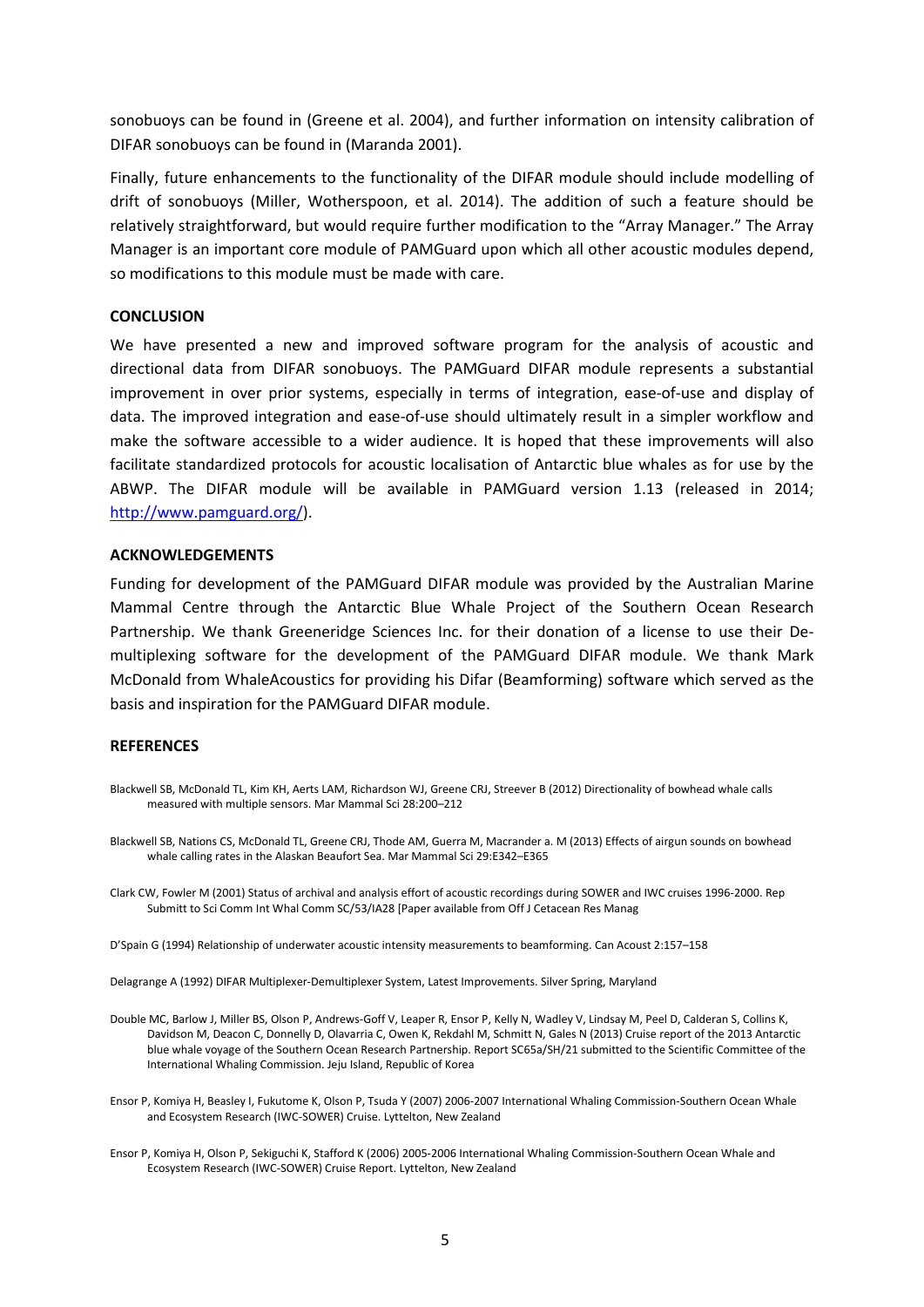sonobuoys can be found in (Greene et al. 2004), and further information on intensity calibration of DIFAR sonobuoys can be found in (Maranda 2001).

Finally, future enhancements to the functionality of the DIFAR module should include modelling of drift of sonobuoys (Miller, Wotherspoon, et al. 2014). The addition of such a feature should be relatively straightforward, but would require further modification to the "Array Manager." The Array Manager is an important core module of PAMGuard upon which all other acoustic modules depend, so modifications to this module must be made with care.

## CONCLUSION

We have presented a new and improved software program for the analysis of acoustic and directional data from DIFAR sonobuoys. The PAMGuard DIFAR module represents a substantial improvement in over prior systems, especially in terms of integration, ease-of-use and display of data. The improved integration and ease-of-use should ultimately result in a simpler workflow and make the software accessible to a wider audience. It is hoped that these improvements will also facilitate standardized protocols for acoustic localisation of Antarctic blue whales as for use by the ABWP. The DIFAR module will be available in PAMGuard version 1.13 (released in 2014; http://www.pamguard.org/).

## ACKNOWLEDGEMENTS

Funding for development of the PAMGuard DIFAR module was provided by the Australian Marine Mammal Centre through the Antarctic Blue Whale Project of the Southern Ocean Research Partnership. We thank Greeneridge Sciences Inc. for their donation of a license to use their De-multiplexing software for the development of the PAMGuard DIFAR module. We thank Mark McDonald from WhaleAcoustics for providing his Difar (Beamforming) software which served as the basis and inspiration for the PAMGuard DIFAR module.

## REFERENCES

Blackwell SB, McDonald TL, Kim KH, Aerts LAM, Richardson WJ, Greene CRJ, Streever B (2012) Directionality of bowhead whale calls measured with multiple sensors. Mar Mammal Sci 28:200–212

Blackwell SB, Nations CS, McDonald TL, Greene CRJ, Thode AM, Guerra M, Macrander a. M (2013) Effects of airgun sounds on bowhead whale calling rates in the Alaskan Beaufort Sea. Mar Mammal Sci 29:E342–E365

Clark CW, Fowler M (2001) Status of archival and analysis effort of acoustic recordings during SOWER and IWC cruises 1996-2000. Rep Submitt to Sci Comm Int Whal Comm SC/53/IA28 [Paper available from Off J Cetacean Res Manag

D'Spain G (1994) Relationship of underwater acoustic intensity measurements to beamforming. Can Acoust 2:157–158

Delagrange A (1992) DIFAR Multiplexer-Demultiplexer System, Latest Improvements. Silver Spring, Maryland

Double MC, Barlow J, Miller BS, Olson P, Andrews-Goff V, Leaper R, Ensor P, Kelly N, Wadley V, Lindsay M, Peel D, Calderan S, Collins K, Davidson M, Deacon C, Donnelly D, Olavarria C, Owen K, Rekdahl M, Schmitt N, Gales N (2013) Cruise report of the 2013 Antarctic blue whale voyage of the Southern Ocean Research Partnership. Report SC65a/SH/21 submitted to the Scientific Committee of the International Whaling Commission. Jeju Island, Republic of Korea

Ensor P, Komiya H, Beasley I, Fukutome K, Olson P, Tsuda Y (2007) 2006-2007 International Whaling Commission-Southern Ocean Whale and Ecosystem Research (IWC-SOWER) Cruise. Lyttelton, New Zealand

Ensor P, Komiya H, Olson P, Sekiguchi K, Stafford K (2006) 2005-2006 International Whaling Commission-Southern Ocean Whale and Ecosystem Research (IWC-SOWER) Cruise Report. Lyttelton, New Zealand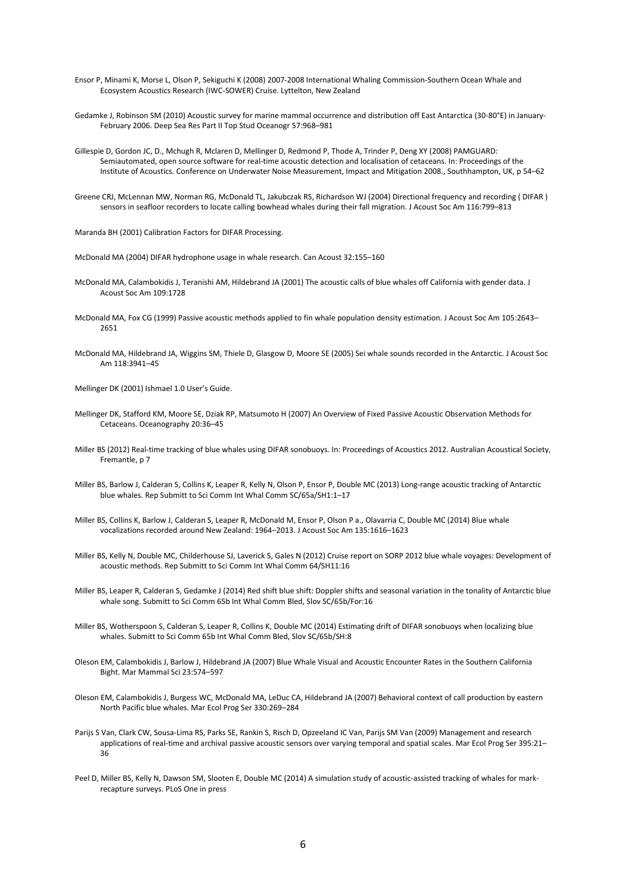Ensor P, Minami K, Morse L, Olson P, Sekiguchi K (2008) 2007-2008 International Whaling Commission-Southern Ocean Whale and Ecosystem Acoustics Research (IWC-SOWER) Cruise. Lyttelton, New Zealand

Gedamke J, Robinson SM (2010) Acoustic survey for marine mammal occurrence and distribution off East Antarctica (30-80°E) in January-February 2006. Deep Sea Res Part II Top Stud Oceanogr 57:968–981

Gillespie D, Gordon JC, D., Mchugh R, Mclaren D, Mellinger D, Redmond P, Thode A, Trinder P, Deng XY (2008) PAMGUARD: Semiautomated, open source software for real-time acoustic detection and localisation of cetaceans. In: Proceedings of the Institute of Acoustics. Conference on Underwater Noise Measurement, Impact and Mitigation 2008., Southhampton, UK, p 54–62

Greene CRJ, McLennan MW, Norman RG, McDonald TL, Jakubczak RS, Richardson WJ (2004) Directional frequency and recording ( DIFAR ) sensors in seafloor recorders to locate calling bowhead whales during their fall migration. J Acoust Soc Am 116:799–813

Maranda BH (2001) Calibration Factors for DIFAR Processing.

McDonald MA (2004) DIFAR hydrophone usage in whale research. Can Acoust 32:155–160

McDonald MA, Calambokidis J, Teranishi AM, Hildebrand JA (2001) The acoustic calls of blue whales off California with gender data. J Acoust Soc Am 109:1728

McDonald MA, Fox CG (1999) Passive acoustic methods applied to fin whale population density estimation. J Acoust Soc Am 105:2643–2651

McDonald MA, Hildebrand JA, Wiggins SM, Thiele D, Glasgow D, Moore SE (2005) Sei whale sounds recorded in the Antarctic. J Acoust Soc Am 118:3941–45

Mellinger DK (2001) Ishmael 1.0 User's Guide.

Mellinger DK, Stafford KM, Moore SE, Dziak RP, Matsumoto H (2007) An Overview of Fixed Passive Acoustic Observation Methods for Cetaceans. Oceanography 20:36–45

Miller BS (2012) Real-time tracking of blue whales using DIFAR sonobuoys. In: Proceedings of Acoustics 2012. Australian Acoustical Society, Fremantle, p 7

Miller BS, Barlow J, Calderan S, Collins K, Leaper R, Kelly N, Olson P, Ensor P, Double MC (2013) Long-range acoustic tracking of Antarctic blue whales. Rep Submitt to Sci Comm Int Whal Comm SC/65a/SH1:1–17

Miller BS, Collins K, Barlow J, Calderan S, Leaper R, McDonald M, Ensor P, Olson P a., Olavarria C, Double MC (2014) Blue whale vocalizations recorded around New Zealand: 1964–2013. J Acoust Soc Am 135:1616–1623

Miller BS, Kelly N, Double MC, Childerhouse SJ, Laverick S, Gales N (2012) Cruise report on SORP 2012 blue whale voyages: Development of acoustic methods. Rep Submitt to Sci Comm Int Whal Comm 64/SH11:16

Miller BS, Leaper R, Calderan S, Gedamke J (2014) Red shift blue shift: Doppler shifts and seasonal variation in the tonality of Antarctic blue whale song. Submitt to Sci Comm 65b Int Whal Comm Bled, Slov SC/65b/For:16

Miller BS, Wotherspoon S, Calderan S, Leaper R, Collins K, Double MC (2014) Estimating drift of DIFAR sonobuoys when localizing blue whales. Submitt to Sci Comm 65b Int Whal Comm Bled, Slov SC/65b/SH:8

Oleson EM, Calambokidis J, Barlow J, Hildebrand JA (2007) Blue Whale Visual and Acoustic Encounter Rates in the Southern California Bight. Mar Mammal Sci 23:574–597

Oleson EM, Calambokidis J, Burgess WC, McDonald MA, LeDuc CA, Hildebrand JA (2007) Behavioral context of call production by eastern North Pacific blue whales. Mar Ecol Prog Ser 330:269–284

Parijs S Van, Clark CW, Sousa-Lima RS, Parks SE, Rankin S, Risch D, Opzeeland IC Van, Parijs SM Van (2009) Management and research applications of real-time and archival passive acoustic sensors over varying temporal and spatial scales. Mar Ecol Prog Ser 395:21–36

Peel D, Miller BS, Kelly N, Dawson SM, Slooten E, Double MC (2014) A simulation study of acoustic-assisted tracking of whales for mark-recapture surveys. PLoS One in press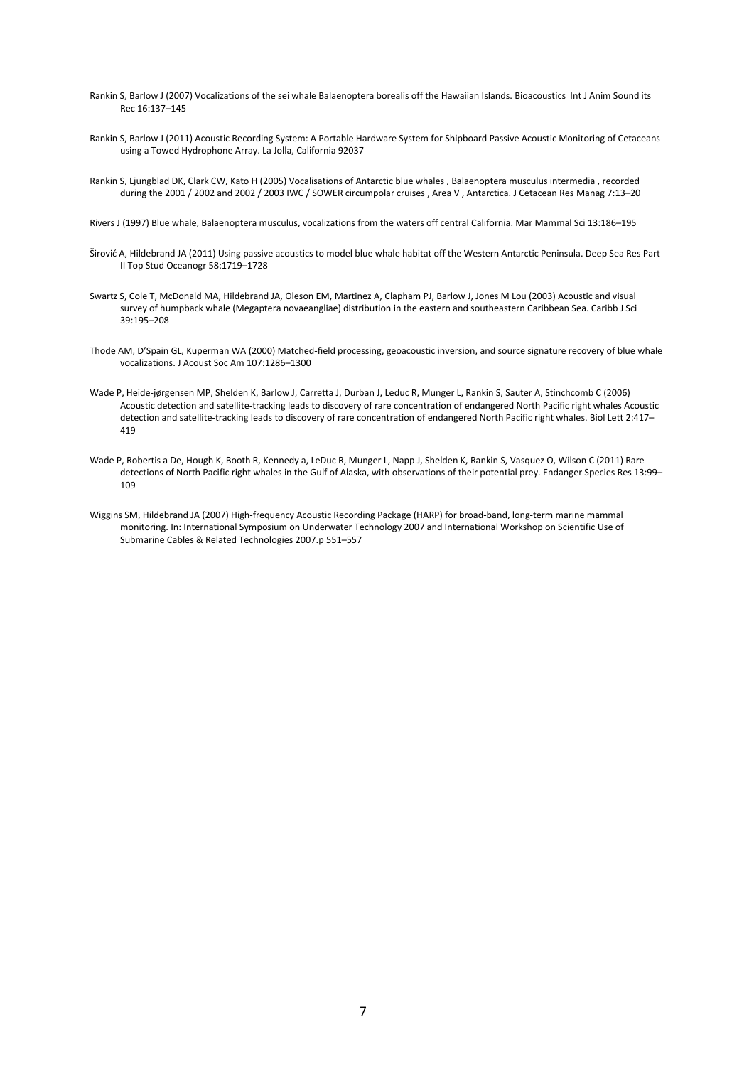Rankin S, Barlow J (2007) Vocalizations of the sei whale Balaenoptera borealis off the Hawaiian Islands. Bioacoustics Int J Anim Sound its Rec 16:137–145

Rankin S, Barlow J (2011) Acoustic Recording System: A Portable Hardware System for Shipboard Passive Acoustic Monitoring of Cetaceans using a Towed Hydrophone Array. La Jolla, California 92037

Rankin S, Ljungblad DK, Clark CW, Kato H (2005) Vocalisations of Antarctic blue whales , Balaenoptera musculus intermedia , recorded during the 2001 / 2002 and 2002 / 2003 IWC / SOWER circumpolar cruises , Area V , Antarctica. J Cetacean Res Manag 7:13–20

Rivers J (1997) Blue whale, Balaenoptera musculus, vocalizations from the waters off central California. Mar Mammal Sci 13:186–195

Širović A, Hildebrand JA (2011) Using passive acoustics to model blue whale habitat off the Western Antarctic Peninsula. Deep Sea Res Part II Top Stud Oceanogr 58:1719–1728

Swartz S, Cole T, McDonald MA, Hildebrand JA, Oleson EM, Martinez A, Clapham PJ, Barlow J, Jones M Lou (2003) Acoustic and visual survey of humpback whale (Megaptera novaeangliae) distribution in the eastern and southeastern Caribbean Sea. Caribb J Sci 39:195–208

Thode AM, D'Spain GL, Kuperman WA (2000) Matched-field processing, geoacoustic inversion, and source signature recovery of blue whale vocalizations. J Acoust Soc Am 107:1286–1300

Wade P, Heide-jørgensen MP, Shelden K, Barlow J, Carretta J, Durban J, Leduc R, Munger L, Rankin S, Sauter A, Stinchcomb C (2006) Acoustic detection and satellite-tracking leads to discovery of rare concentration of endangered North Pacific right whales Acoustic detection and satellite-tracking leads to discovery of rare concentration of endangered North Pacific right whales. Biol Lett 2:417–419

Wade P, Robertis a De, Hough K, Booth R, Kennedy a, LeDuc R, Munger L, Napp J, Shelden K, Rankin S, Vasquez O, Wilson C (2011) Rare detections of North Pacific right whales in the Gulf of Alaska, with observations of their potential prey. Endanger Species Res 13:99–109

Wiggins SM, Hildebrand JA (2007) High-frequency Acoustic Recording Package (HARP) for broad-band, long-term marine mammal monitoring. In: International Symposium on Underwater Technology 2007 and International Workshop on Scientific Use of Submarine Cables & Related Technologies 2007.p 551–557